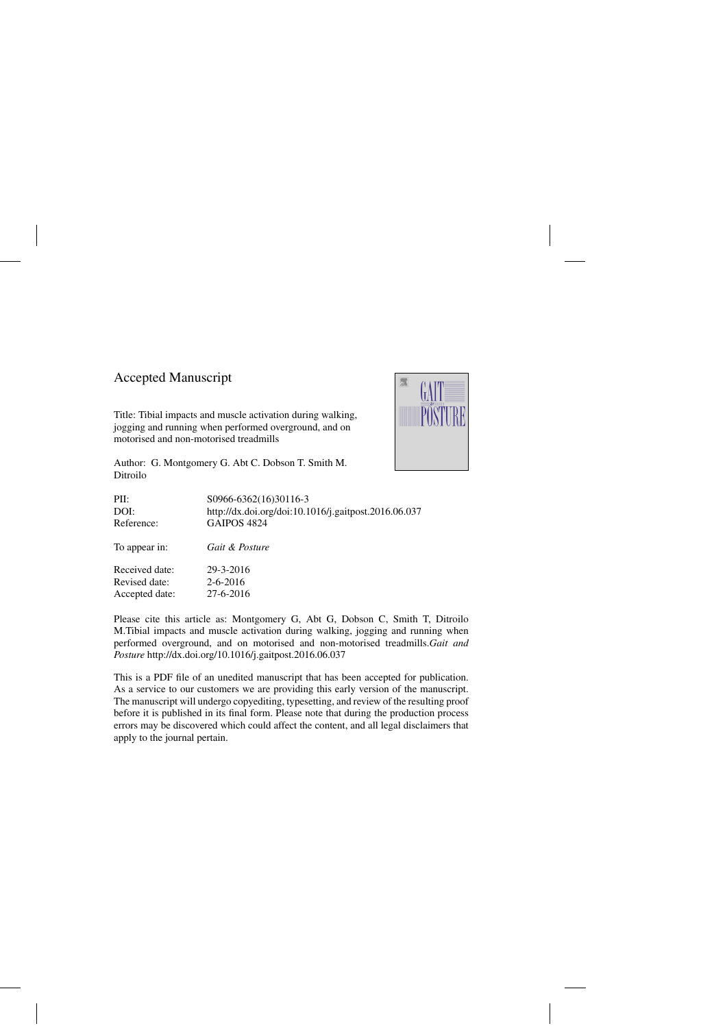# Accepted Manuscript

Title: Tibial impacts and muscle activation during walking, jogging and running when performed overground, and on motorised and non-motorised treadmills

Author: G. Montgomery G. Abt C. Dobson T. Smith M. Ditroilo

| | |
|---|---|
| PII: | S0966-6362(16)30116-3 |
| DOI: | http://dx.doi.org/doi:10.1016/j.gaitpost.2016.06.037 |
| Reference: | GAIPOS 4824 |
| To appear in: | *Gait & Posture* |
| Received date: | 29-3-2016 |
| Revised date: | 2-6-2016 |
| Accepted date: | 27-6-2016 |

Please cite this article as: Montgomery G, Abt G, Dobson C, Smith T, Ditroilo M.Tibial impacts and muscle activation during walking, jogging and running when performed overground, and on motorised and non-motorised treadmills.*Gait and Posture* http://dx.doi.org/10.1016/j.gaitpost.2016.06.037

This is a PDF file of an unedited manuscript that has been accepted for publication. As a service to our customers we are providing this early version of the manuscript. The manuscript will undergo copyediting, typesetting, and review of the resulting proof before it is published in its final form. Please note that during the production process errors may be discovered which could affect the content, and all legal disclaimers that apply to the journal pertain.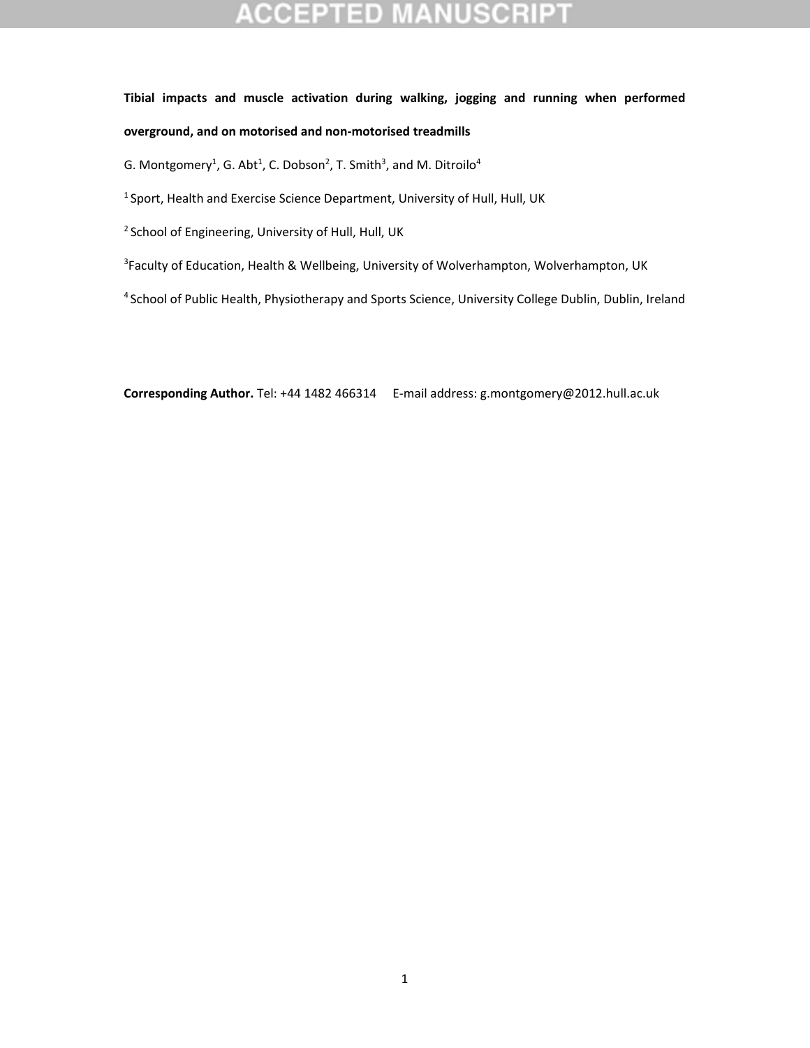**Tibial impacts and muscle activation during walking, jogging and running when performed overground, and on motorised and non-motorised treadmills**

G. Montgomery[1], G. Abt[1], C. Dobson[2], T. Smith[3], and M. Ditroilo[4]

[1] Sport, Health and Exercise Science Department, University of Hull, Hull, UK

[2] School of Engineering, University of Hull, Hull, UK

[3] Faculty of Education, Health & Wellbeing, University of Wolverhampton, Wolverhampton, UK

[4] School of Public Health, Physiotherapy and Sports Science, University College Dublin, Dublin, Ireland

**Corresponding Author.** Tel: +44 1482 466314 E-mail address: g.montgomery@2012.hull.ac.uk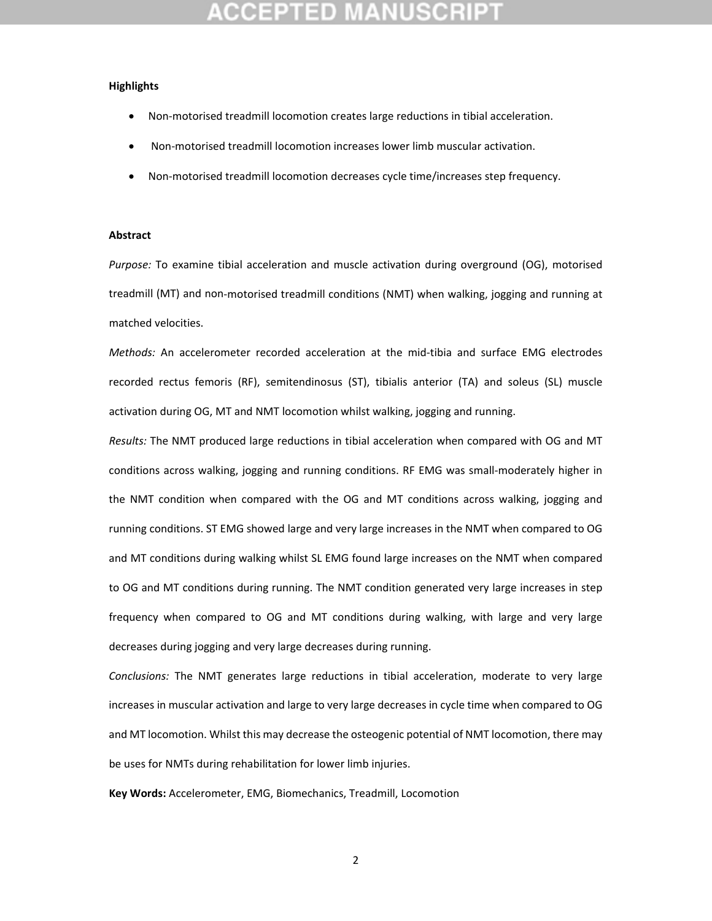**Highlights**

- Non-motorised treadmill locomotion creates large reductions in tibial acceleration.
- Non-motorised treadmill locomotion increases lower limb muscular activation.
- Non-motorised treadmill locomotion decreases cycle time/increases step frequency.

**Abstract**

*Purpose:* To examine tibial acceleration and muscle activation during overground (OG), motorised treadmill (MT) and non-motorised treadmill conditions (NMT) when walking, jogging and running at matched velocities.

*Methods:* An accelerometer recorded acceleration at the mid-tibia and surface EMG electrodes recorded rectus femoris (RF), semitendinosus (ST), tibialis anterior (TA) and soleus (SL) muscle activation during OG, MT and NMT locomotion whilst walking, jogging and running.

*Results:* The NMT produced large reductions in tibial acceleration when compared with OG and MT conditions across walking, jogging and running conditions. RF EMG was small-moderately higher in the NMT condition when compared with the OG and MT conditions across walking, jogging and running conditions. ST EMG showed large and very large increases in the NMT when compared to OG and MT conditions during walking whilst SL EMG found large increases on the NMT when compared to OG and MT conditions during running. The NMT condition generated very large increases in step frequency when compared to OG and MT conditions during walking, with large and very large decreases during jogging and very large decreases during running.

*Conclusions:* The NMT generates large reductions in tibial acceleration, moderate to very large increases in muscular activation and large to very large decreases in cycle time when compared to OG and MT locomotion. Whilst this may decrease the osteogenic potential of NMT locomotion, there may be uses for NMTs during rehabilitation for lower limb injuries.

**Key Words:** Accelerometer, EMG, Biomechanics, Treadmill, Locomotion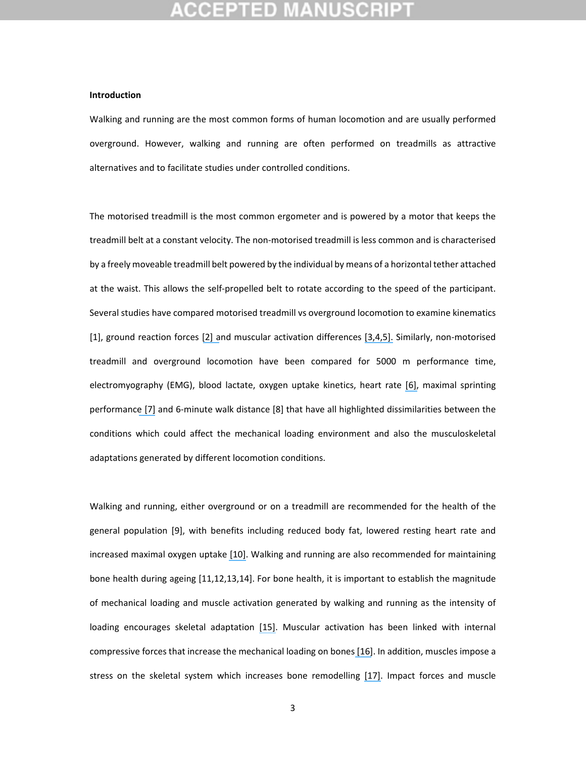## Introduction

Walking and running are the most common forms of human locomotion and are usually performed overground. However, walking and running are often performed on treadmills as attractive alternatives and to facilitate studies under controlled conditions.

The motorised treadmill is the most common ergometer and is powered by a motor that keeps the treadmill belt at a constant velocity. The non-motorised treadmill is less common and is characterised by a freely moveable treadmill belt powered by the individual by means of a horizontal tether attached at the waist. This allows the self-propelled belt to rotate according to the speed of the participant. Several studies have compared motorised treadmill vs overground locomotion to examine kinematics [1], ground reaction forces [2] and muscular activation differences [3,4,5]. Similarly, non-motorised treadmill and overground locomotion have been compared for 5000 m performance time, electromyography (EMG), blood lactate, oxygen uptake kinetics, heart rate [6], maximal sprinting performance [7] and 6-minute walk distance [8] that have all highlighted dissimilarities between the conditions which could affect the mechanical loading environment and also the musculoskeletal adaptations generated by different locomotion conditions.

Walking and running, either overground or on a treadmill are recommended for the health of the general population [9], with benefits including reduced body fat, lowered resting heart rate and increased maximal oxygen uptake [10]. Walking and running are also recommended for maintaining bone health during ageing [11,12,13,14]. For bone health, it is important to establish the magnitude of mechanical loading and muscle activation generated by walking and running as the intensity of loading encourages skeletal adaptation [15]. Muscular activation has been linked with internal compressive forces that increase the mechanical loading on bones [16]. In addition, muscles impose a stress on the skeletal system which increases bone remodelling [17]. Impact forces and muscle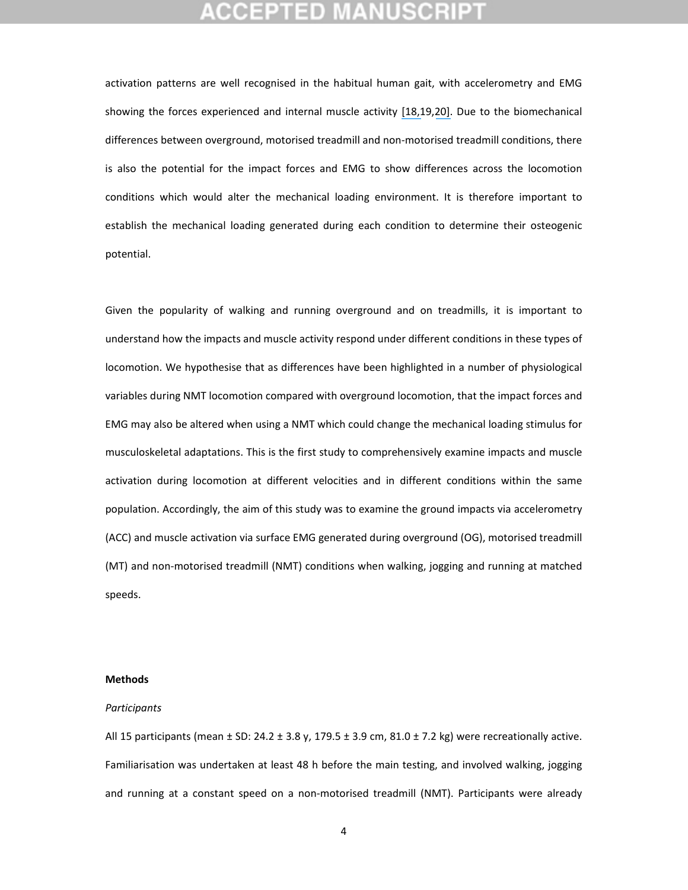activation patterns are well recognised in the habitual human gait, with accelerometry and EMG showing the forces experienced and internal muscle activity [18,19,20]. Due to the biomechanical differences between overground, motorised treadmill and non-motorised treadmill conditions, there is also the potential for the impact forces and EMG to show differences across the locomotion conditions which would alter the mechanical loading environment. It is therefore important to establish the mechanical loading generated during each condition to determine their osteogenic potential.

Given the popularity of walking and running overground and on treadmills, it is important to understand how the impacts and muscle activity respond under different conditions in these types of locomotion. We hypothesise that as differences have been highlighted in a number of physiological variables during NMT locomotion compared with overground locomotion, that the impact forces and EMG may also be altered when using a NMT which could change the mechanical loading stimulus for musculoskeletal adaptations. This is the first study to comprehensively examine impacts and muscle activation during locomotion at different velocities and in different conditions within the same population. Accordingly, the aim of this study was to examine the ground impacts via accelerometry (ACC) and muscle activation via surface EMG generated during overground (OG), motorised treadmill (MT) and non-motorised treadmill (NMT) conditions when walking, jogging and running at matched speeds.

## Methods

*Participants*

All 15 participants (mean ± SD: 24.2 ± 3.8 y, 179.5 ± 3.9 cm, 81.0 ± 7.2 kg) were recreationally active. Familiarisation was undertaken at least 48 h before the main testing, and involved walking, jogging and running at a constant speed on a non-motorised treadmill (NMT). Participants were already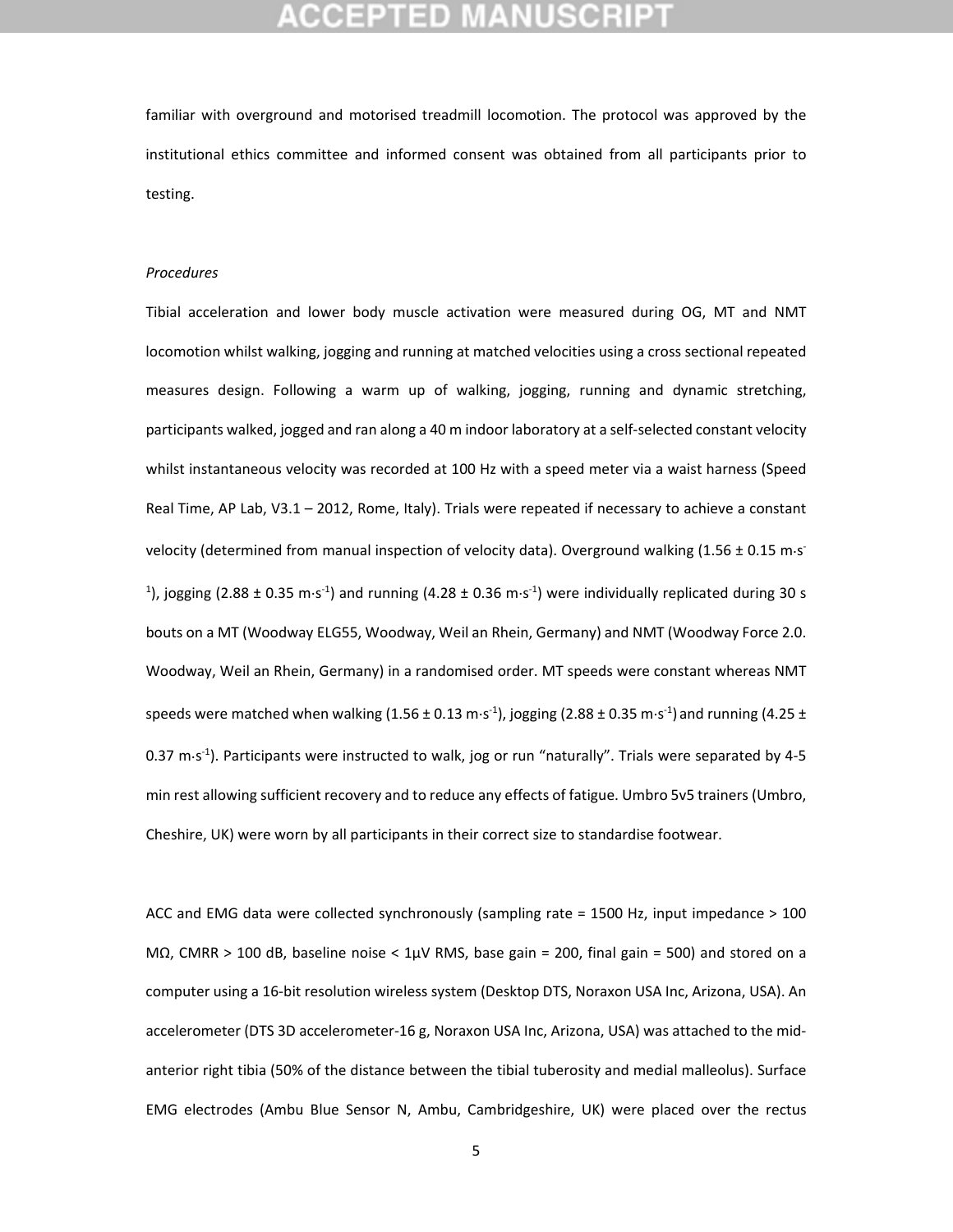familiar with overground and motorised treadmill locomotion. The protocol was approved by the institutional ethics committee and informed consent was obtained from all participants prior to testing.

*Procedures*

Tibial acceleration and lower body muscle activation were measured during OG, MT and NMT locomotion whilst walking, jogging and running at matched velocities using a cross sectional repeated measures design. Following a warm up of walking, jogging, running and dynamic stretching, participants walked, jogged and ran along a 40 m indoor laboratory at a self-selected constant velocity whilst instantaneous velocity was recorded at 100 Hz with a speed meter via a waist harness (Speed Real Time, AP Lab, V3.1 – 2012, Rome, Italy). Trials were repeated if necessary to achieve a constant velocity (determined from manual inspection of velocity data). Overground walking (1.56 ± 0.15 m·s$^{-1}$), jogging (2.88 ± 0.35 m·s$^{-1}$) and running (4.28 ± 0.36 m·s$^{-1}$) were individually replicated during 30 s bouts on a MT (Woodway ELG55, Woodway, Weil an Rhein, Germany) and NMT (Woodway Force 2.0. Woodway, Weil an Rhein, Germany) in a randomised order. MT speeds were constant whereas NMT speeds were matched when walking (1.56 ± 0.13 m·s$^{-1}$), jogging (2.88 ± 0.35 m·s$^{-1}$) and running (4.25 ± 0.37 m·s$^{-1}$). Participants were instructed to walk, jog or run "naturally". Trials were separated by 4-5 min rest allowing sufficient recovery and to reduce any effects of fatigue. Umbro 5v5 trainers (Umbro, Cheshire, UK) were worn by all participants in their correct size to standardise footwear.

ACC and EMG data were collected synchronously (sampling rate = 1500 Hz, input impedance > 100 MΩ, CMRR > 100 dB, baseline noise < 1µV RMS, base gain = 200, final gain = 500) and stored on a computer using a 16-bit resolution wireless system (Desktop DTS, Noraxon USA Inc, Arizona, USA). An accelerometer (DTS 3D accelerometer-16 g, Noraxon USA Inc, Arizona, USA) was attached to the mid-anterior right tibia (50% of the distance between the tibial tuberosity and medial malleolus). Surface EMG electrodes (Ambu Blue Sensor N, Ambu, Cambridgeshire, UK) were placed over the rectus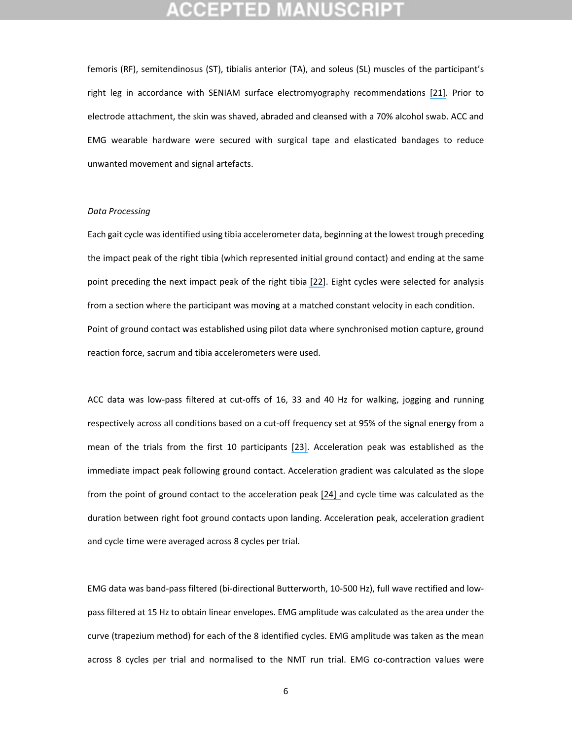femoris (RF), semitendinosus (ST), tibialis anterior (TA), and soleus (SL) muscles of the participant's right leg in accordance with SENIAM surface electromyography recommendations [21]. Prior to electrode attachment, the skin was shaved, abraded and cleansed with a 70% alcohol swab. ACC and EMG wearable hardware were secured with surgical tape and elasticated bandages to reduce unwanted movement and signal artefacts.

*Data Processing*

Each gait cycle was identified using tibia accelerometer data, beginning at the lowest trough preceding the impact peak of the right tibia (which represented initial ground contact) and ending at the same point preceding the next impact peak of the right tibia [22]. Eight cycles were selected for analysis from a section where the participant was moving at a matched constant velocity in each condition. Point of ground contact was established using pilot data where synchronised motion capture, ground reaction force, sacrum and tibia accelerometers were used.

ACC data was low-pass filtered at cut-offs of 16, 33 and 40 Hz for walking, jogging and running respectively across all conditions based on a cut-off frequency set at 95% of the signal energy from a mean of the trials from the first 10 participants [23]. Acceleration peak was established as the immediate impact peak following ground contact. Acceleration gradient was calculated as the slope from the point of ground contact to the acceleration peak [24] and cycle time was calculated as the duration between right foot ground contacts upon landing. Acceleration peak, acceleration gradient and cycle time were averaged across 8 cycles per trial.

EMG data was band-pass filtered (bi-directional Butterworth, 10-500 Hz), full wave rectified and low-pass filtered at 15 Hz to obtain linear envelopes. EMG amplitude was calculated as the area under the curve (trapezium method) for each of the 8 identified cycles. EMG amplitude was taken as the mean across 8 cycles per trial and normalised to the NMT run trial. EMG co-contraction values were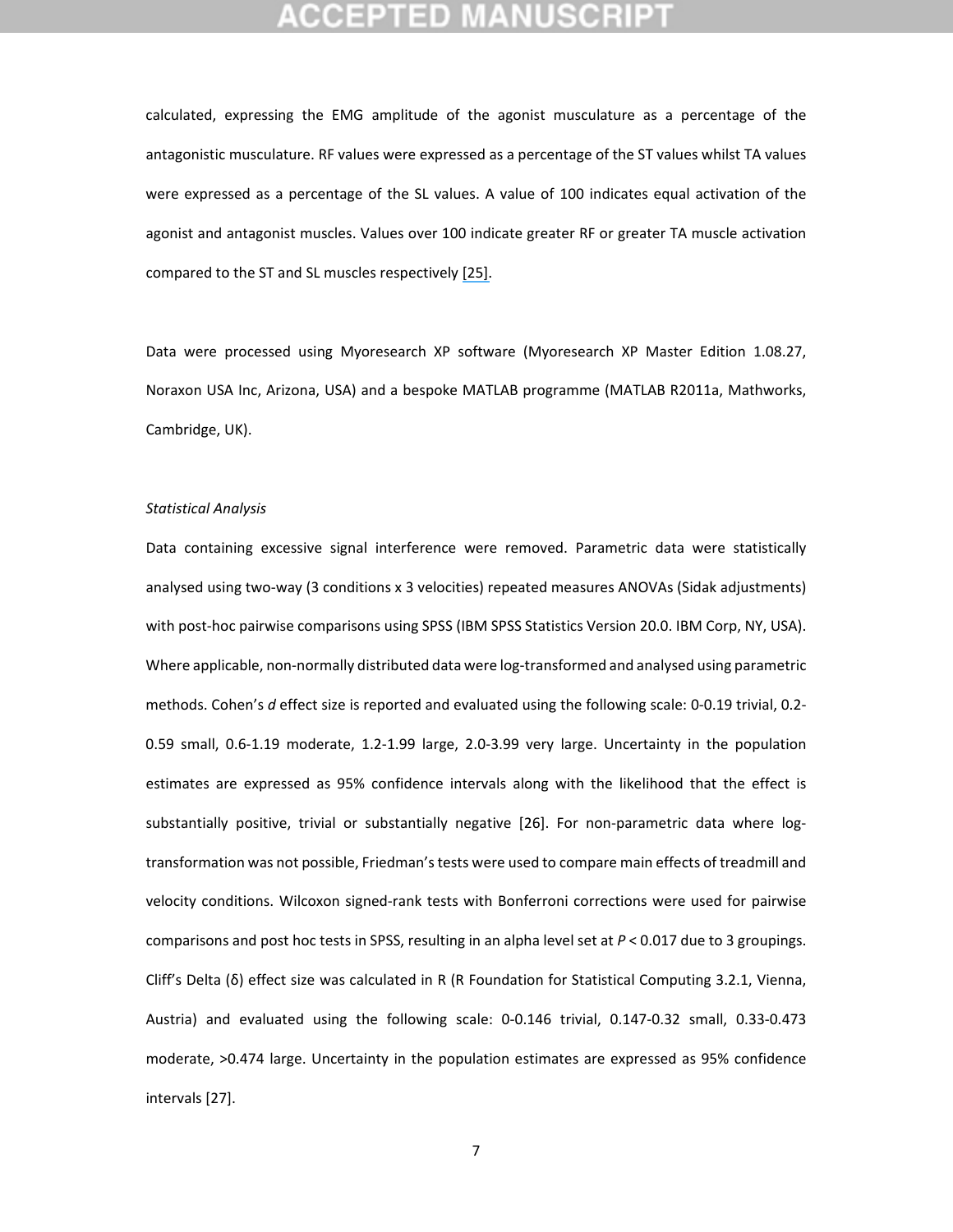calculated, expressing the EMG amplitude of the agonist musculature as a percentage of the antagonistic musculature. RF values were expressed as a percentage of the ST values whilst TA values were expressed as a percentage of the SL values. A value of 100 indicates equal activation of the agonist and antagonist muscles. Values over 100 indicate greater RF or greater TA muscle activation compared to the ST and SL muscles respectively [25].

Data were processed using Myoresearch XP software (Myoresearch XP Master Edition 1.08.27, Noraxon USA Inc, Arizona, USA) and a bespoke MATLAB programme (MATLAB R2011a, Mathworks, Cambridge, UK).

*Statistical Analysis*

Data containing excessive signal interference were removed. Parametric data were statistically analysed using two-way (3 conditions x 3 velocities) repeated measures ANOVAs (Sidak adjustments) with post-hoc pairwise comparisons using SPSS (IBM SPSS Statistics Version 20.0. IBM Corp, NY, USA). Where applicable, non-normally distributed data were log-transformed and analysed using parametric methods. Cohen's *d* effect size is reported and evaluated using the following scale: 0-0.19 trivial, 0.2-0.59 small, 0.6-1.19 moderate, 1.2-1.99 large, 2.0-3.99 very large. Uncertainty in the population estimates are expressed as 95% confidence intervals along with the likelihood that the effect is substantially positive, trivial or substantially negative [26]. For non-parametric data where log-transformation was not possible, Friedman's tests were used to compare main effects of treadmill and velocity conditions. Wilcoxon signed-rank tests with Bonferroni corrections were used for pairwise comparisons and post hoc tests in SPSS, resulting in an alpha level set at $P < 0.017$ due to 3 groupings. Cliff's Delta (δ) effect size was calculated in R (R Foundation for Statistical Computing 3.2.1, Vienna, Austria) and evaluated using the following scale: 0-0.146 trivial, 0.147-0.32 small, 0.33-0.473 moderate, >0.474 large. Uncertainty in the population estimates are expressed as 95% confidence intervals [27].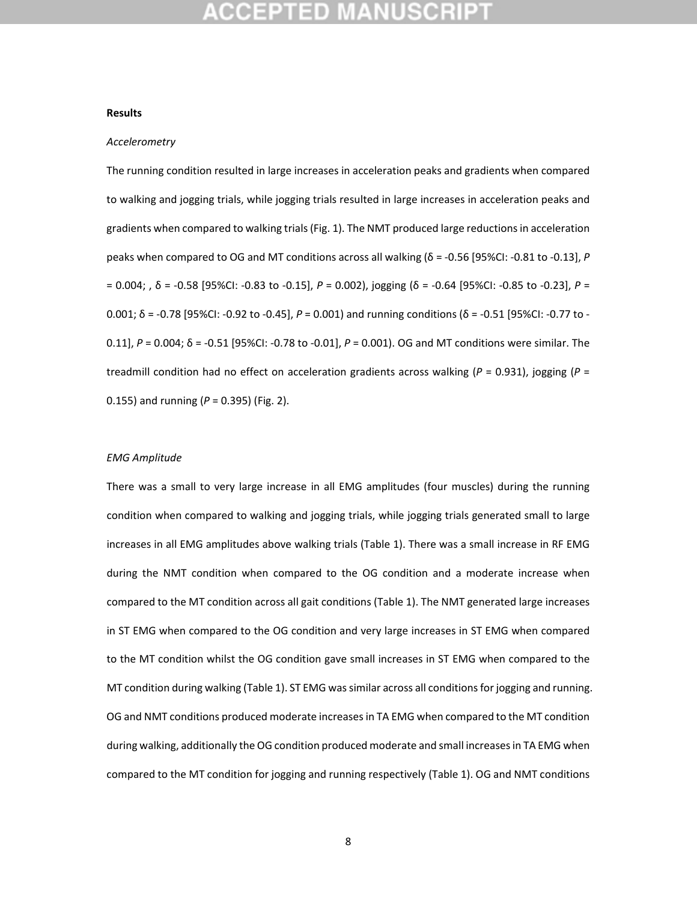**Results**

*Accelerometry*

The running condition resulted in large increases in acceleration peaks and gradients when compared to walking and jogging trials, while jogging trials resulted in large increases in acceleration peaks and gradients when compared to walking trials (Fig. 1). The NMT produced large reductions in acceleration peaks when compared to OG and MT conditions across all walking (δ = -0.56 [95%CI: -0.81 to -0.13], *P* = 0.004; , δ = -0.58 [95%CI: -0.83 to -0.15], *P* = 0.002), jogging (δ = -0.64 [95%CI: -0.85 to -0.23], *P* = 0.001; δ = -0.78 [95%CI: -0.92 to -0.45], *P* = 0.001) and running conditions (δ = -0.51 [95%CI: -0.77 to -0.11], *P* = 0.004; δ = -0.51 [95%CI: -0.78 to -0.01], *P* = 0.001). OG and MT conditions were similar. The treadmill condition had no effect on acceleration gradients across walking (*P* = 0.931), jogging (*P* = 0.155) and running (*P* = 0.395) (Fig. 2).

*EMG Amplitude*

There was a small to very large increase in all EMG amplitudes (four muscles) during the running condition when compared to walking and jogging trials, while jogging trials generated small to large increases in all EMG amplitudes above walking trials (Table 1). There was a small increase in RF EMG during the NMT condition when compared to the OG condition and a moderate increase when compared to the MT condition across all gait conditions (Table 1). The NMT generated large increases in ST EMG when compared to the OG condition and very large increases in ST EMG when compared to the MT condition whilst the OG condition gave small increases in ST EMG when compared to the MT condition during walking (Table 1). ST EMG was similar across all conditions for jogging and running. OG and NMT conditions produced moderate increases in TA EMG when compared to the MT condition during walking, additionally the OG condition produced moderate and small increases in TA EMG when compared to the MT condition for jogging and running respectively (Table 1). OG and NMT conditions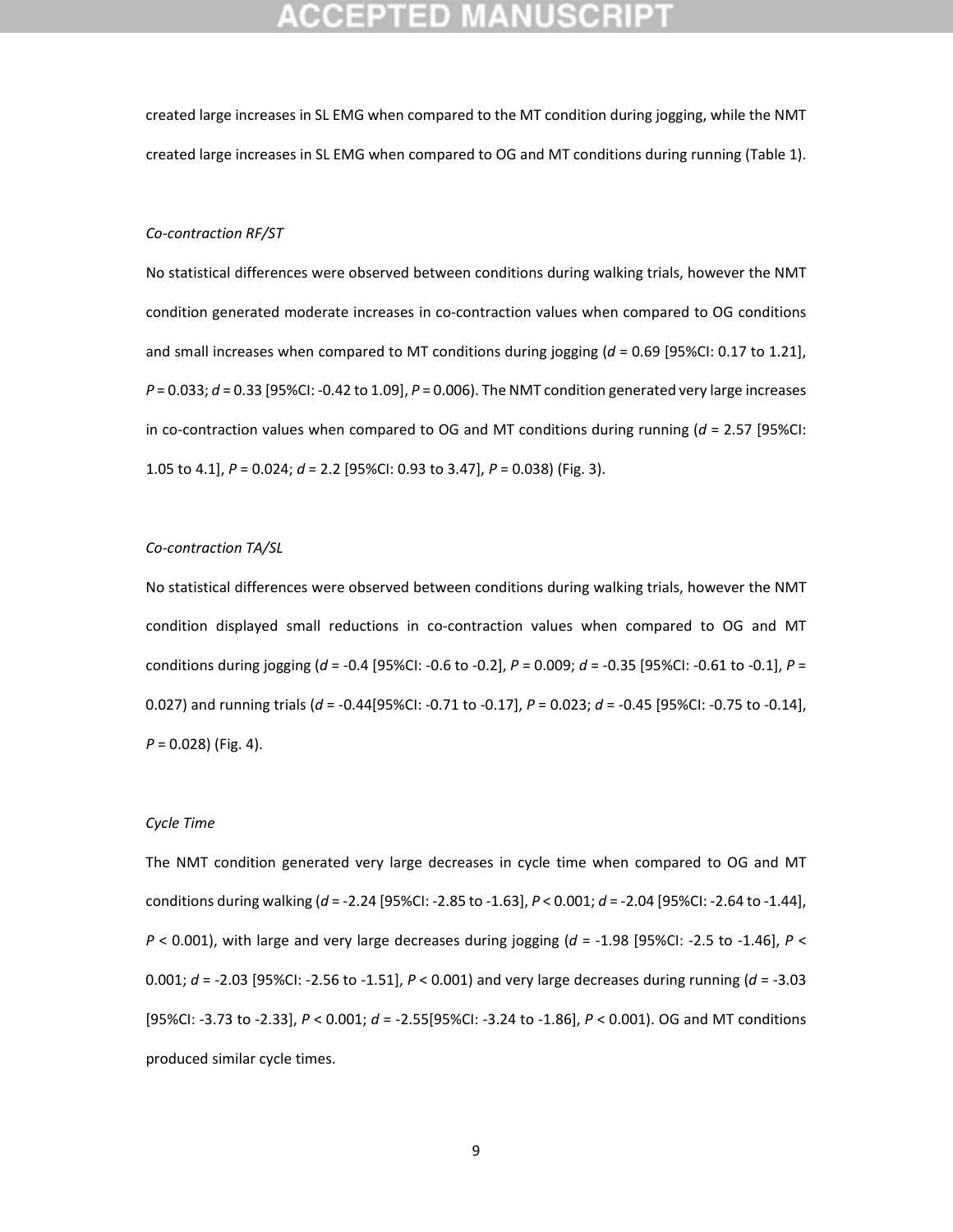created large increases in SL EMG when compared to the MT condition during jogging, while the NMT created large increases in SL EMG when compared to OG and MT conditions during running (Table 1).

*Co-contraction RF/ST*

No statistical differences were observed between conditions during walking trials, however the NMT condition generated moderate increases in co-contraction values when compared to OG conditions and small increases when compared to MT conditions during jogging ($d$ = 0.69 [95%CI: 0.17 to 1.21], $P$ = 0.033; $d$ = 0.33 [95%CI: -0.42 to 1.09], $P$ = 0.006). The NMT condition generated very large increases in co-contraction values when compared to OG and MT conditions during running ($d$ = 2.57 [95%CI: 1.05 to 4.1], $P$ = 0.024; $d$ = 2.2 [95%CI: 0.93 to 3.47], $P$ = 0.038) (Fig. 3).

*Co-contraction TA/SL*

No statistical differences were observed between conditions during walking trials, however the NMT condition displayed small reductions in co-contraction values when compared to OG and MT conditions during jogging ($d$ = -0.4 [95%CI: -0.6 to -0.2], $P$ = 0.009; $d$ = -0.35 [95%CI: -0.61 to -0.1], $P$ = 0.027) and running trials ($d$ = -0.44[95%CI: -0.71 to -0.17], $P$ = 0.023; $d$ = -0.45 [95%CI: -0.75 to -0.14], $P$ = 0.028) (Fig. 4).

*Cycle Time*

The NMT condition generated very large decreases in cycle time when compared to OG and MT conditions during walking ($d$ = -2.24 [95%CI: -2.85 to -1.63], $P$ < 0.001; $d$ = -2.04 [95%CI: -2.64 to -1.44], $P$ < 0.001), with large and very large decreases during jogging ($d$ = -1.98 [95%CI: -2.5 to -1.46], $P$ < 0.001; $d$ = -2.03 [95%CI: -2.56 to -1.51], $P$ < 0.001) and very large decreases during running ($d$ = -3.03 [95%CI: -3.73 to -2.33], $P$ < 0.001; $d$ = -2.55[95%CI: -3.24 to -1.86], $P$ < 0.001). OG and MT conditions produced similar cycle times.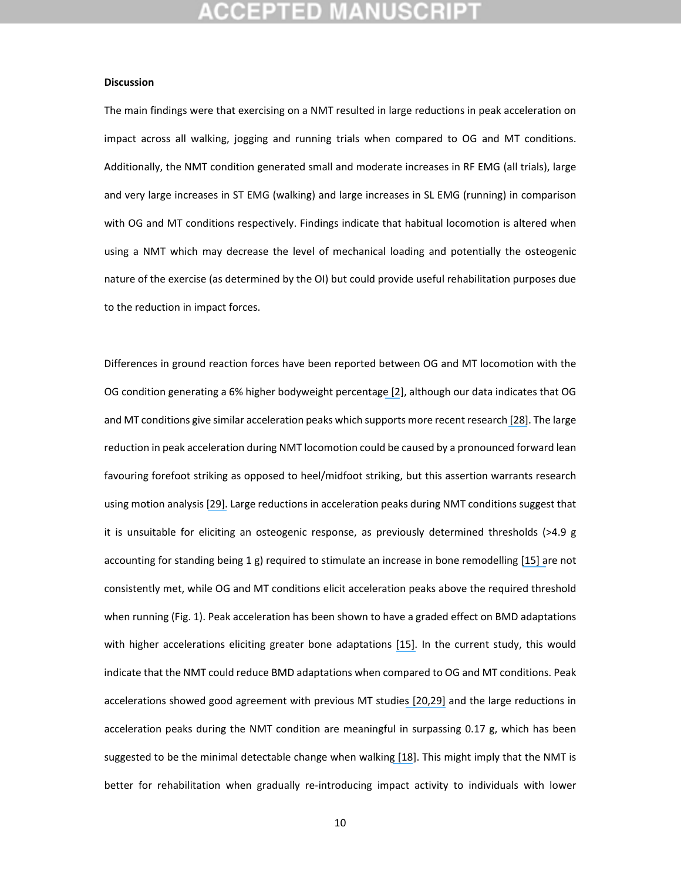**Discussion**

The main findings were that exercising on a NMT resulted in large reductions in peak acceleration on impact across all walking, jogging and running trials when compared to OG and MT conditions. Additionally, the NMT condition generated small and moderate increases in RF EMG (all trials), large and very large increases in ST EMG (walking) and large increases in SL EMG (running) in comparison with OG and MT conditions respectively. Findings indicate that habitual locomotion is altered when using a NMT which may decrease the level of mechanical loading and potentially the osteogenic nature of the exercise (as determined by the OI) but could provide useful rehabilitation purposes due to the reduction in impact forces.

Differences in ground reaction forces have been reported between OG and MT locomotion with the OG condition generating a 6% higher bodyweight percentage [2], although our data indicates that OG and MT conditions give similar acceleration peaks which supports more recent research [28]. The large reduction in peak acceleration during NMT locomotion could be caused by a pronounced forward lean favouring forefoot striking as opposed to heel/midfoot striking, but this assertion warrants research using motion analysis [29]. Large reductions in acceleration peaks during NMT conditions suggest that it is unsuitable for eliciting an osteogenic response, as previously determined thresholds (>4.9 g accounting for standing being 1 g) required to stimulate an increase in bone remodelling [15] are not consistently met, while OG and MT conditions elicit acceleration peaks above the required threshold when running (Fig. 1). Peak acceleration has been shown to have a graded effect on BMD adaptations with higher accelerations eliciting greater bone adaptations [15]. In the current study, this would indicate that the NMT could reduce BMD adaptations when compared to OG and MT conditions. Peak accelerations showed good agreement with previous MT studies [20,29] and the large reductions in acceleration peaks during the NMT condition are meaningful in surpassing 0.17 g, which has been suggested to be the minimal detectable change when walking [18]. This might imply that the NMT is better for rehabilitation when gradually re-introducing impact activity to individuals with lower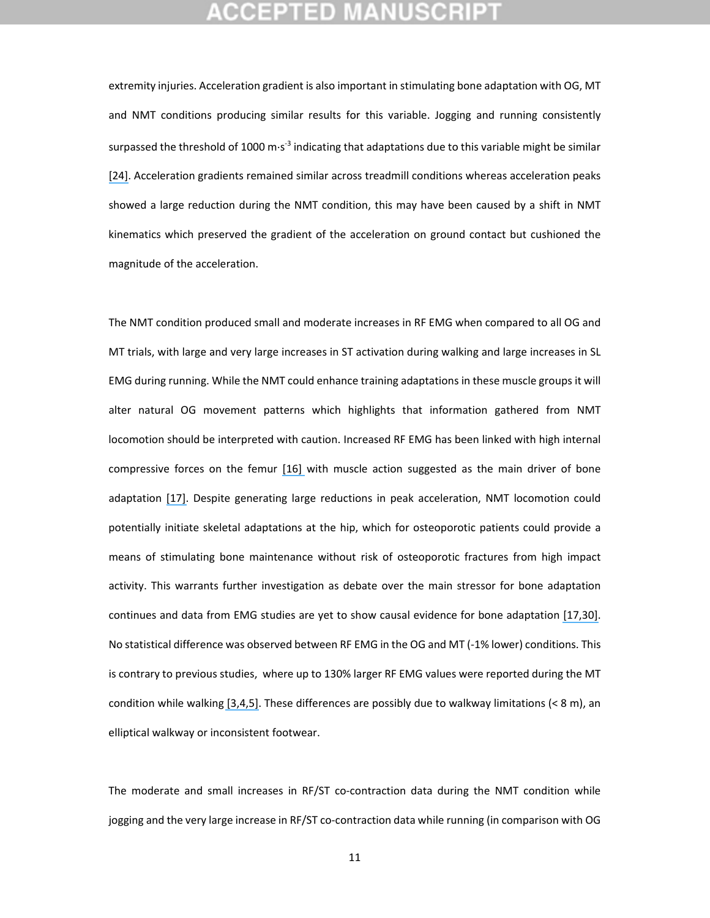extremity injuries. Acceleration gradient is also important in stimulating bone adaptation with OG, MT and NMT conditions producing similar results for this variable. Jogging and running consistently surpassed the threshold of 1000 $m \cdot s^{-3}$ indicating that adaptations due to this variable might be similar [24]. Acceleration gradients remained similar across treadmill conditions whereas acceleration peaks showed a large reduction during the NMT condition, this may have been caused by a shift in NMT kinematics which preserved the gradient of the acceleration on ground contact but cushioned the magnitude of the acceleration.

The NMT condition produced small and moderate increases in RF EMG when compared to all OG and MT trials, with large and very large increases in ST activation during walking and large increases in SL EMG during running. While the NMT could enhance training adaptations in these muscle groups it will alter natural OG movement patterns which highlights that information gathered from NMT locomotion should be interpreted with caution. Increased RF EMG has been linked with high internal compressive forces on the femur [16] with muscle action suggested as the main driver of bone adaptation [17]. Despite generating large reductions in peak acceleration, NMT locomotion could potentially initiate skeletal adaptations at the hip, which for osteoporotic patients could provide a means of stimulating bone maintenance without risk of osteoporotic fractures from high impact activity. This warrants further investigation as debate over the main stressor for bone adaptation continues and data from EMG studies are yet to show causal evidence for bone adaptation [17,30]. No statistical difference was observed between RF EMG in the OG and MT (-1% lower) conditions. This is contrary to previous studies, where up to 130% larger RF EMG values were reported during the MT condition while walking [3,4,5]. These differences are possibly due to walkway limitations (< 8 m), an elliptical walkway or inconsistent footwear.

The moderate and small increases in RF/ST co-contraction data during the NMT condition while jogging and the very large increase in RF/ST co-contraction data while running (in comparison with OG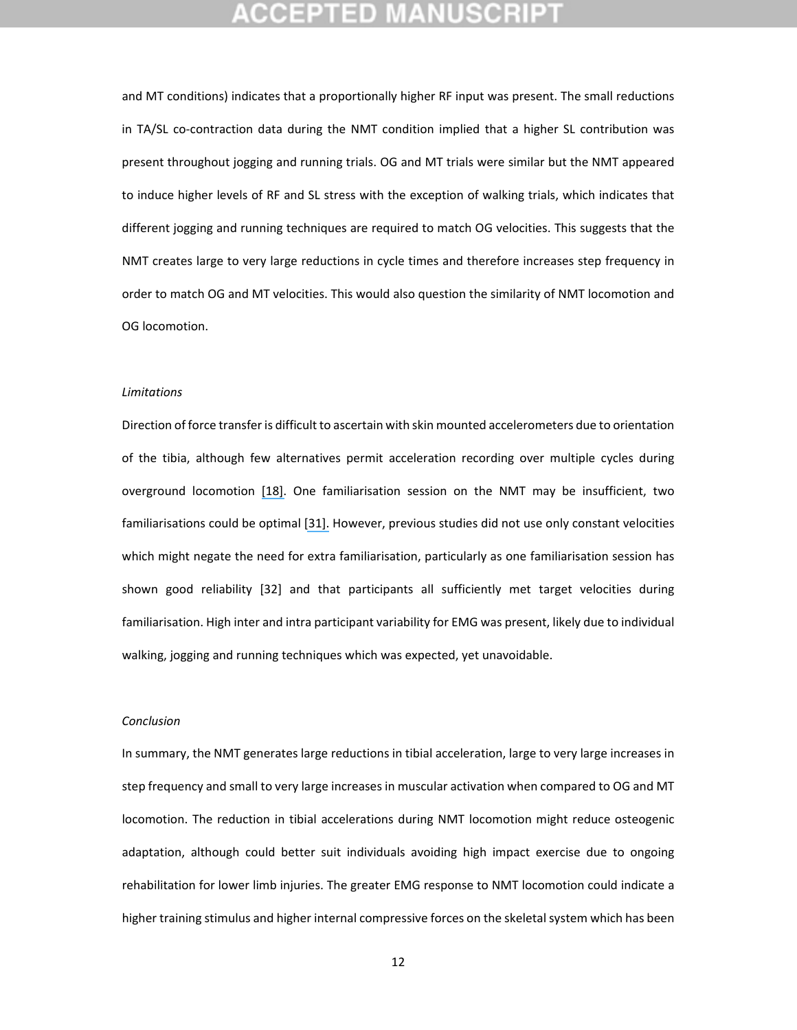and MT conditions) indicates that a proportionally higher RF input was present. The small reductions in TA/SL co-contraction data during the NMT condition implied that a higher SL contribution was present throughout jogging and running trials. OG and MT trials were similar but the NMT appeared to induce higher levels of RF and SL stress with the exception of walking trials, which indicates that different jogging and running techniques are required to match OG velocities. This suggests that the NMT creates large to very large reductions in cycle times and therefore increases step frequency in order to match OG and MT velocities. This would also question the similarity of NMT locomotion and OG locomotion.

*Limitations*

Direction of force transfer is difficult to ascertain with skin mounted accelerometers due to orientation of the tibia, although few alternatives permit acceleration recording over multiple cycles during overground locomotion [18]. One familiarisation session on the NMT may be insufficient, two familiarisations could be optimal [31]. However, previous studies did not use only constant velocities which might negate the need for extra familiarisation, particularly as one familiarisation session has shown good reliability [32] and that participants all sufficiently met target velocities during familiarisation. High inter and intra participant variability for EMG was present, likely due to individual walking, jogging and running techniques which was expected, yet unavoidable.

*Conclusion*

In summary, the NMT generates large reductions in tibial acceleration, large to very large increases in step frequency and small to very large increases in muscular activation when compared to OG and MT locomotion. The reduction in tibial accelerations during NMT locomotion might reduce osteogenic adaptation, although could better suit individuals avoiding high impact exercise due to ongoing rehabilitation for lower limb injuries. The greater EMG response to NMT locomotion could indicate a higher training stimulus and higher internal compressive forces on the skeletal system which has been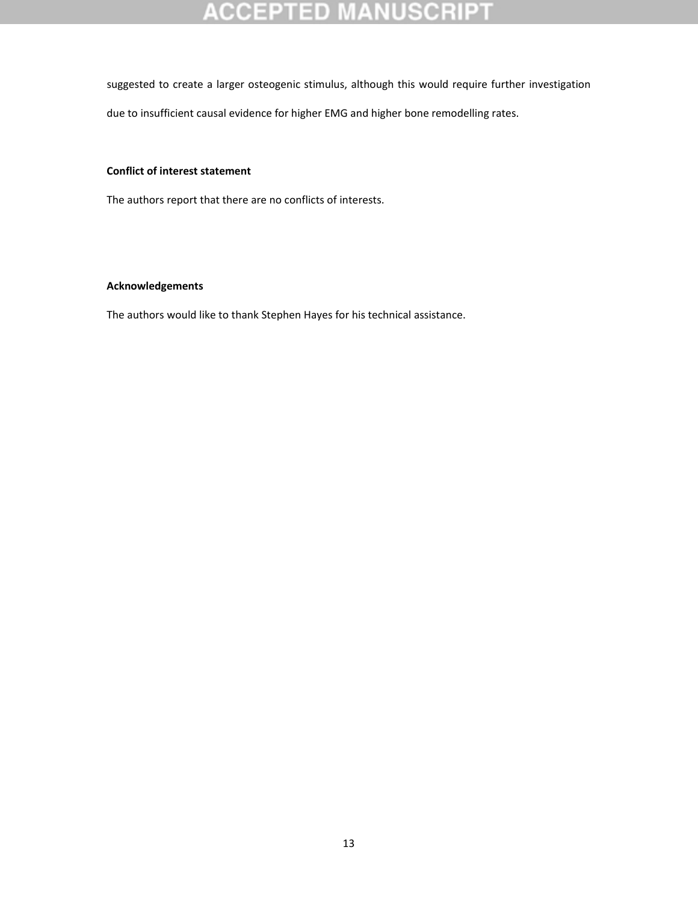suggested to create a larger osteogenic stimulus, although this would require further investigation due to insufficient causal evidence for higher EMG and higher bone remodelling rates.

**Conflict of interest statement**

The authors report that there are no conflicts of interests.

**Acknowledgements**

The authors would like to thank Stephen Hayes for his technical assistance.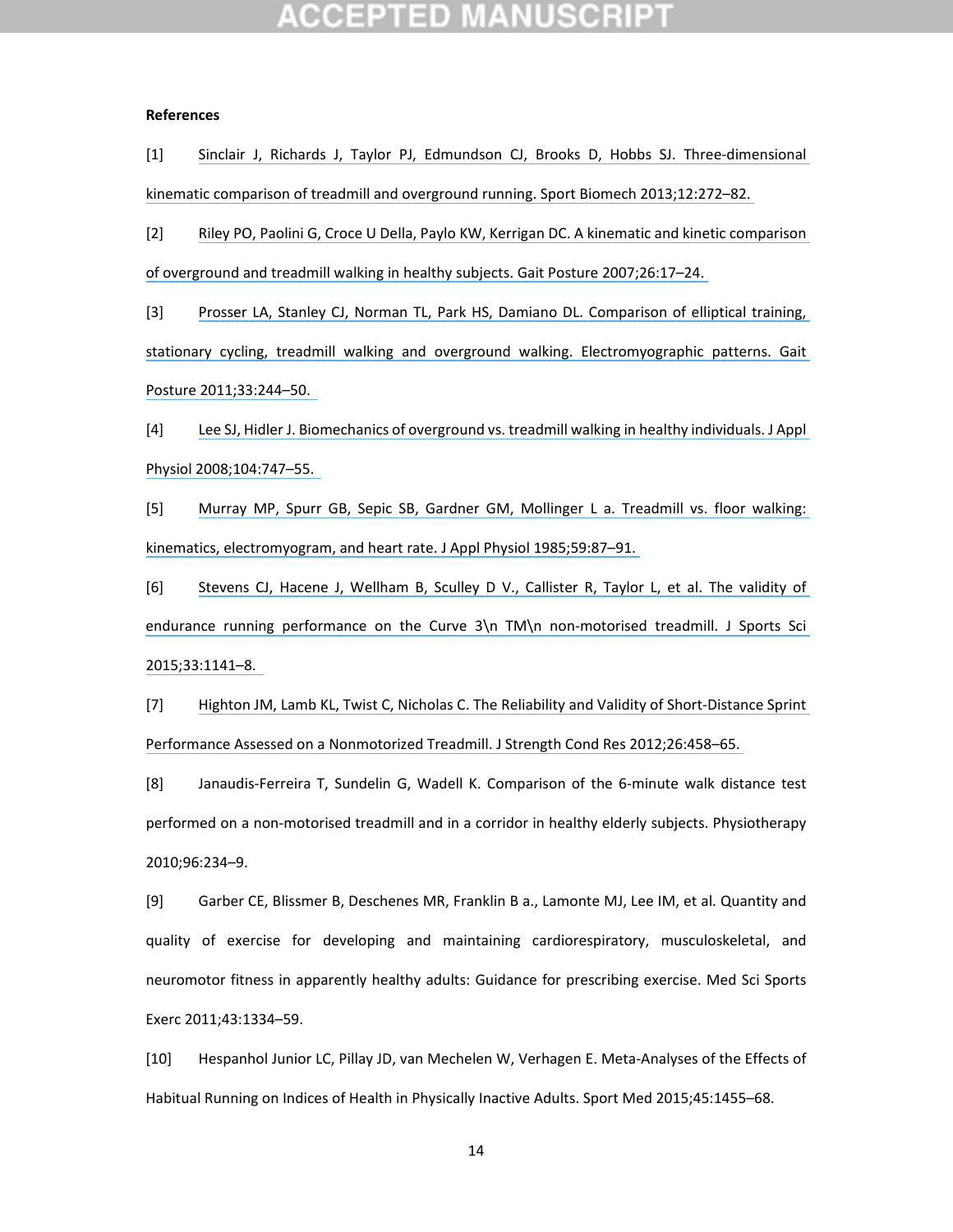**References**

[1] Sinclair J, Richards J, Taylor PJ, Edmundson CJ, Brooks D, Hobbs SJ. Three-dimensional kinematic comparison of treadmill and overground running. Sport Biomech 2013;12:272–82.

[2] Riley PO, Paolini G, Croce U Della, Paylo KW, Kerrigan DC. A kinematic and kinetic comparison of overground and treadmill walking in healthy subjects. Gait Posture 2007;26:17–24.

[3] Prosser LA, Stanley CJ, Norman TL, Park HS, Damiano DL. Comparison of elliptical training, stationary cycling, treadmill walking and overground walking. Electromyographic patterns. Gait Posture 2011;33:244–50.

[4] Lee SJ, Hidler J. Biomechanics of overground vs. treadmill walking in healthy individuals. J Appl Physiol 2008;104:747–55.

[5] Murray MP, Spurr GB, Sepic SB, Gardner GM, Mollinger L a. Treadmill vs. floor walking: kinematics, electromyogram, and heart rate. J Appl Physiol 1985;59:87–91.

[6] Stevens CJ, Hacene J, Wellham B, Sculley D V., Callister R, Taylor L, et al. The validity of endurance running performance on the Curve 3\n TM\n non-motorised treadmill. J Sports Sci 2015;33:1141–8.

[7] Highton JM, Lamb KL, Twist C, Nicholas C. The Reliability and Validity of Short-Distance Sprint Performance Assessed on a Nonmotorized Treadmill. J Strength Cond Res 2012;26:458–65.

[8] Janaudis-Ferreira T, Sundelin G, Wadell K. Comparison of the 6-minute walk distance test performed on a non-motorised treadmill and in a corridor in healthy elderly subjects. Physiotherapy 2010;96:234–9.

[9] Garber CE, Blissmer B, Deschenes MR, Franklin B a., Lamonte MJ, Lee IM, et al. Quantity and quality of exercise for developing and maintaining cardiorespiratory, musculoskeletal, and neuromotor fitness in apparently healthy adults: Guidance for prescribing exercise. Med Sci Sports Exerc 2011;43:1334–59.

[10] Hespanhol Junior LC, Pillay JD, van Mechelen W, Verhagen E. Meta-Analyses of the Effects of Habitual Running on Indices of Health in Physically Inactive Adults. Sport Med 2015;45:1455–68.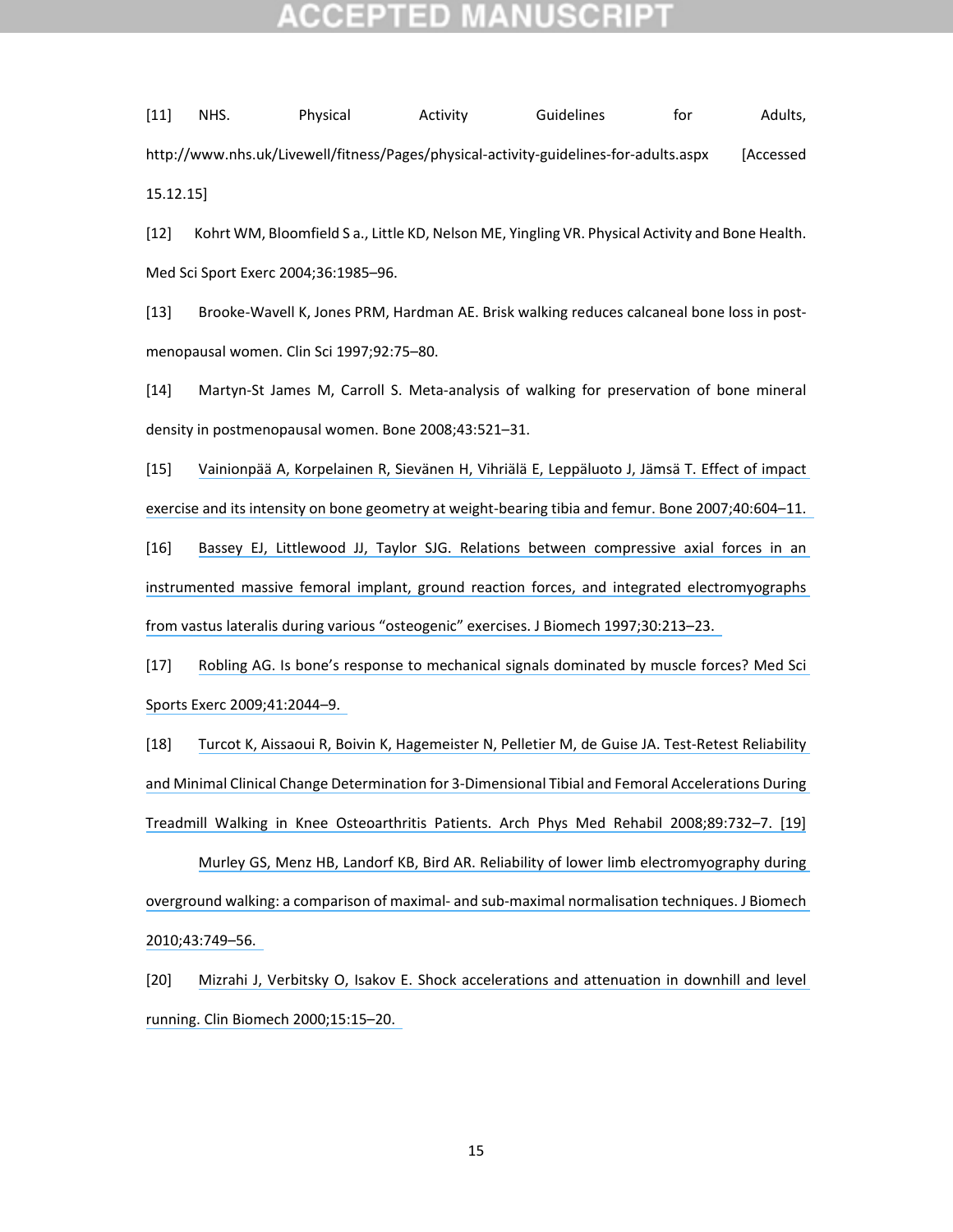[11] NHS. Physical Activity Guidelines for Adults, http://www.nhs.uk/Livewell/fitness/Pages/physical-activity-guidelines-for-adults.aspx [Accessed 15.12.15]

[12] Kohrt WM, Bloomfield S a., Little KD, Nelson ME, Yingling VR. Physical Activity and Bone Health. Med Sci Sport Exerc 2004;36:1985–96.

[13] Brooke-Wavell K, Jones PRM, Hardman AE. Brisk walking reduces calcaneal bone loss in post-menopausal women. Clin Sci 1997;92:75–80.

[14] Martyn-St James M, Carroll S. Meta-analysis of walking for preservation of bone mineral density in postmenopausal women. Bone 2008;43:521–31.

[15] Vainionpää A, Korpelainen R, Sievänen H, Vihriälä E, Leppäluoto J, Jämsä T. Effect of impact exercise and its intensity on bone geometry at weight-bearing tibia and femur. Bone 2007;40:604–11.

[16] Bassey EJ, Littlewood JJ, Taylor SJG. Relations between compressive axial forces in an instrumented massive femoral implant, ground reaction forces, and integrated electromyographs from vastus lateralis during various "osteogenic" exercises. J Biomech 1997;30:213–23.

[17] Robling AG. Is bone's response to mechanical signals dominated by muscle forces? Med Sci Sports Exerc 2009;41:2044–9.

[18] Turcot K, Aissaoui R, Boivin K, Hagemeister N, Pelletier M, de Guise JA. Test-Retest Reliability and Minimal Clinical Change Determination for 3-Dimensional Tibial and Femoral Accelerations During Treadmill Walking in Knee Osteoarthritis Patients. Arch Phys Med Rehabil 2008;89:732–7.

[19] Murley GS, Menz HB, Landorf KB, Bird AR. Reliability of lower limb electromyography during overground walking: a comparison of maximal- and sub-maximal normalisation techniques. J Biomech 2010;43:749–56.

[20] Mizrahi J, Verbitsky O, Isakov E. Shock accelerations and attenuation in downhill and level running. Clin Biomech 2000;15:15–20.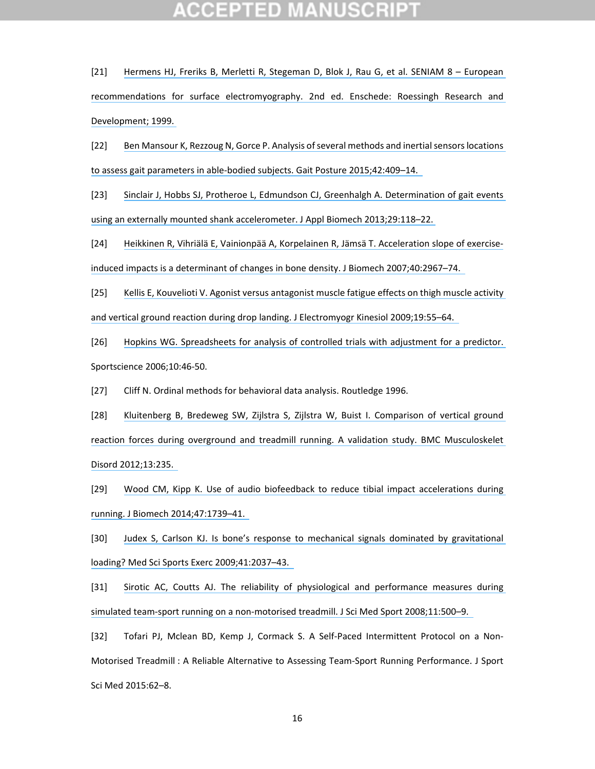[21] Hermens HJ, Freriks B, Merletti R, Stegeman D, Blok J, Rau G, et al. SENIAM 8 – European recommendations for surface electromyography. 2nd ed. Enschede: Roessingh Research and Development; 1999.

[22] Ben Mansour K, Rezzoug N, Gorce P. Analysis of several methods and inertial sensors locations to assess gait parameters in able-bodied subjects. Gait Posture 2015;42:409–14.

[23] Sinclair J, Hobbs SJ, Protheroe L, Edmundson CJ, Greenhalgh A. Determination of gait events using an externally mounted shank accelerometer. J Appl Biomech 2013;29:118–22.

[24] Heikkinen R, Vihriälä E, Vainionpää A, Korpelainen R, Jämsä T. Acceleration slope of exercise-induced impacts is a determinant of changes in bone density. J Biomech 2007;40:2967–74.

[25] Kellis E, Kouvelioti V. Agonist versus antagonist muscle fatigue effects on thigh muscle activity and vertical ground reaction during drop landing. J Electromyogr Kinesiol 2009;19:55–64.

[26] Hopkins WG. Spreadsheets for analysis of controlled trials with adjustment for a predictor. Sportscience 2006;10:46-50.

[27] Cliff N. Ordinal methods for behavioral data analysis. Routledge 1996.

[28] Kluitenberg B, Bredeweg SW, Zijlstra S, Zijlstra W, Buist I. Comparison of vertical ground reaction forces during overground and treadmill running. A validation study. BMC Musculoskelet Disord 2012;13:235.

[29] Wood CM, Kipp K. Use of audio biofeedback to reduce tibial impact accelerations during running. J Biomech 2014;47:1739–41.

[30] Judex S, Carlson KJ. Is bone's response to mechanical signals dominated by gravitational loading? Med Sci Sports Exerc 2009;41:2037–43.

[31] Sirotic AC, Coutts AJ. The reliability of physiological and performance measures during simulated team-sport running on a non-motorised treadmill. J Sci Med Sport 2008;11:500–9.

[32] Tofari PJ, Mclean BD, Kemp J, Cormack S. A Self-Paced Intermittent Protocol on a Non-Motorised Treadmill : A Reliable Alternative to Assessing Team-Sport Running Performance. J Sport Sci Med 2015:62–8.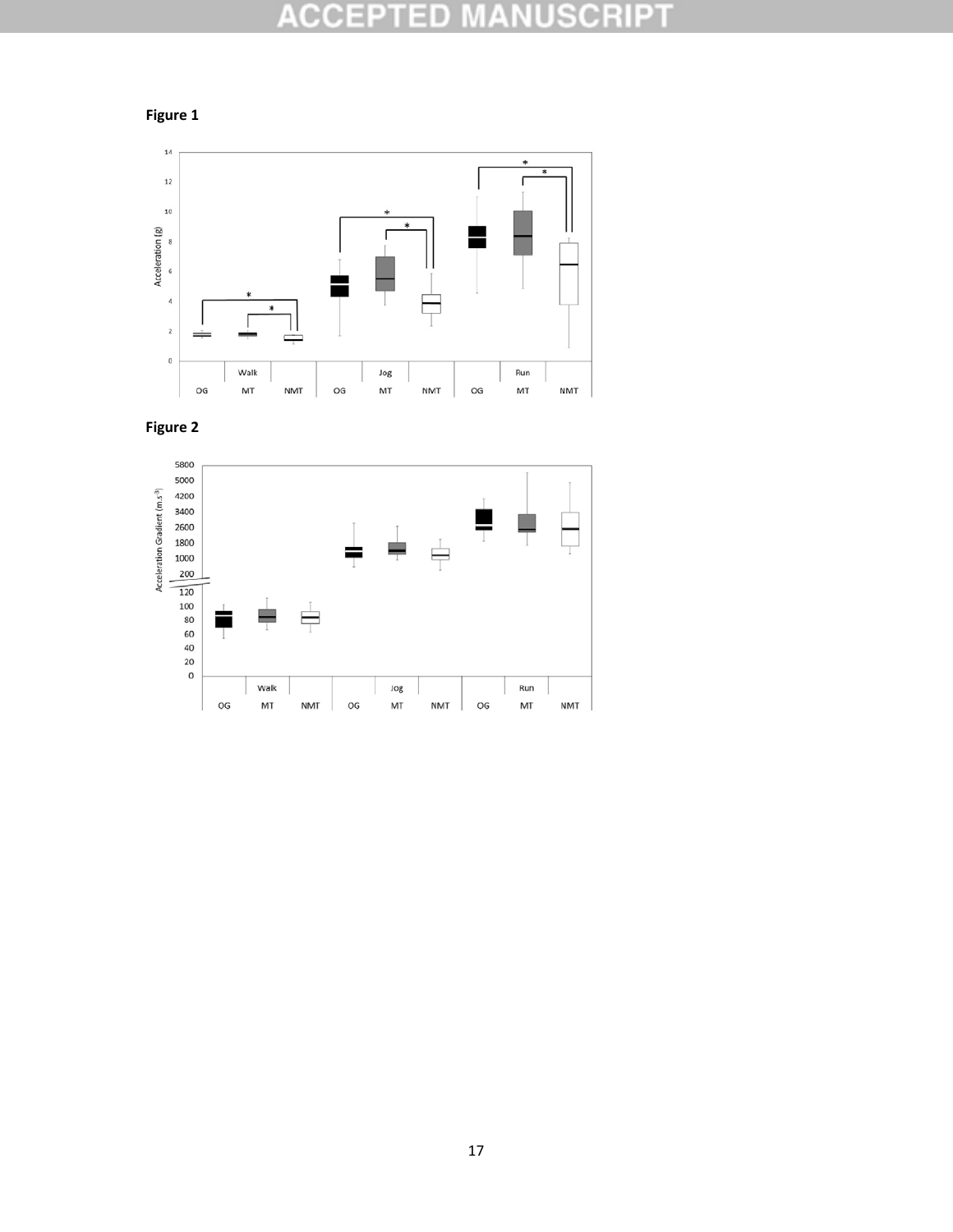**Figure 1**

**Figure 2**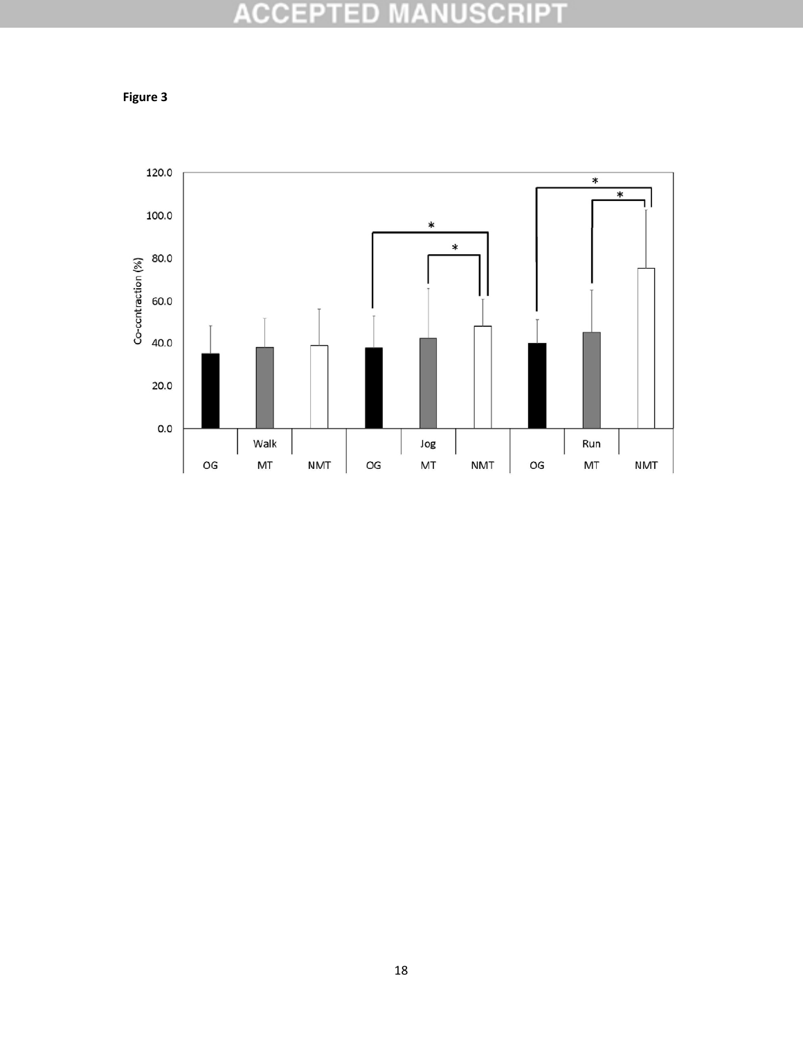**Figure 3**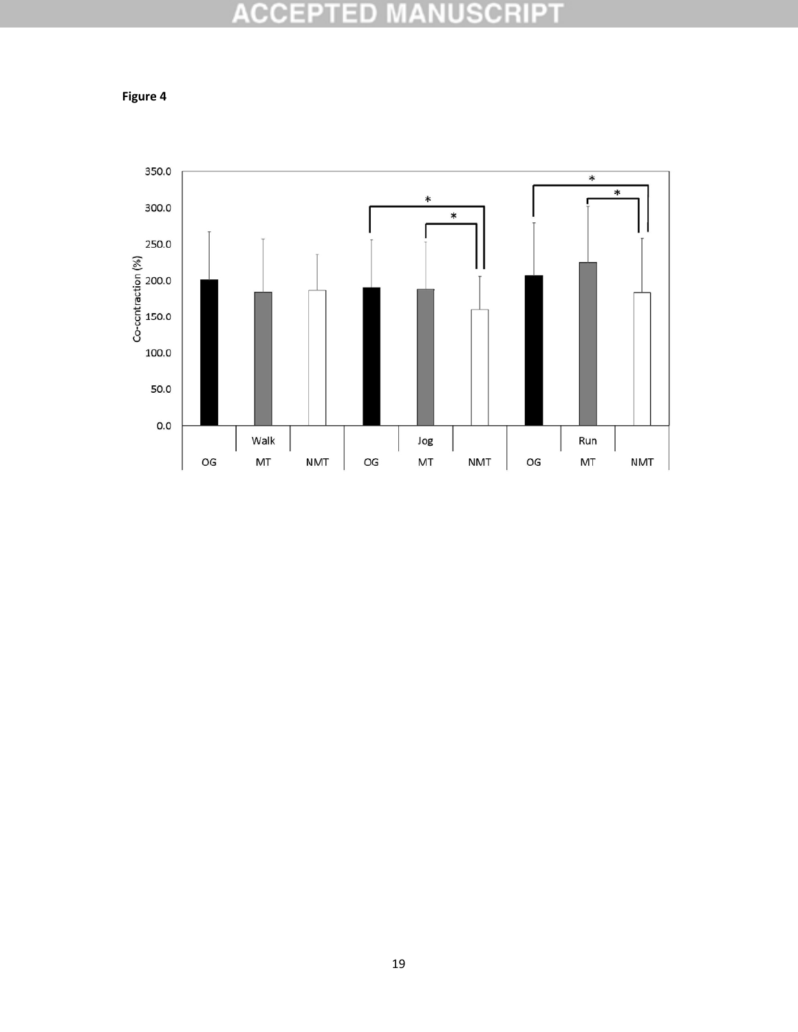**Figure 4**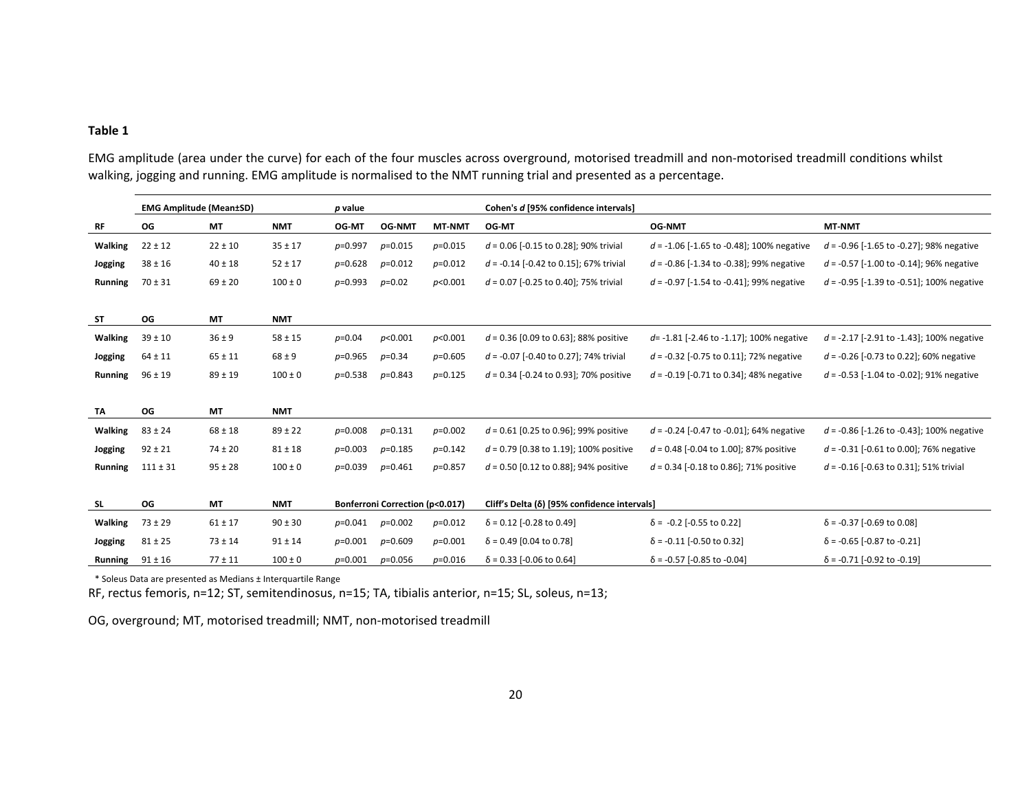**Table 1**

EMG amplitude (area under the curve) for each of the four muscles across overground, motorised treadmill and non-motorised treadmill conditions whilst walking, jogging and running. EMG amplitude is normalised to the NMT running trial and presented as a percentage.

| | EMG Amplitude (Mean±SD) | | | *p* value | | | Cohen's *d* [95% confidence intervals] | | |
|---|---|---|---|---|---|---|---|---|---|
| **RF** | **OG** | **MT** | **NMT** | **OG-MT** | **OG-NMT** | **MT-NMT** | **OG-MT** | **OG-NMT** | **MT-NMT** |
| **Walking** | 22 ± 12 | 22 ± 10 | 35 ± 17 | *p*=0.997 | *p*=0.015 | *p*=0.015 | *d* = 0.06 [-0.15 to 0.28]; 90% trivial | *d* = -1.06 [-1.65 to -0.48]; 100% negative | *d* = -0.96 [-1.65 to -0.27]; 98% negative |
| **Jogging** | 38 ± 16 | 40 ± 18 | 52 ± 17 | *p*=0.628 | *p*=0.012 | *p*=0.012 | *d* = -0.14 [-0.42 to 0.15]; 67% trivial | *d* = -0.86 [-1.34 to -0.38]; 99% negative | *d* = -0.57 [-1.00 to -0.14]; 96% negative |
| **Running** | 70 ± 31 | 69 ± 20 | 100 ± 0 | *p*=0.993 | *p*=0.02 | *p*<0.001 | *d* = 0.07 [-0.25 to 0.40]; 75% trivial | *d* = -0.97 [-1.54 to -0.41]; 99% negative | *d* = -0.95 [-1.39 to -0.51]; 100% negative |
| **ST** | **OG** | **MT** | **NMT** | | | | | | |
| **Walking** | 39 ± 10 | 36 ± 9 | 58 ± 15 | *p*=0.04 | *p*<0.001 | *p*<0.001 | *d* = 0.36 [0.09 to 0.63]; 88% positive | *d*= -1.81 [-2.46 to -1.17]; 100% negative | *d* = -2.17 [-2.91 to -1.43]; 100% negative |
| **Jogging** | 64 ± 11 | 65 ± 11 | 68 ± 9 | *p*=0.965 | *p*=0.34 | *p*=0.605 | *d* = -0.07 [-0.40 to 0.27]; 74% trivial | *d* = -0.32 [-0.75 to 0.11]; 72% negative | *d* = -0.26 [-0.73 to 0.22]; 60% negative |
| **Running** | 96 ± 19 | 89 ± 19 | 100 ± 0 | *p*=0.538 | *p*=0.843 | *p*=0.125 | *d* = 0.34 [-0.24 to 0.93]; 70% positive | *d* = -0.19 [-0.71 to 0.34]; 48% negative | *d* = -0.53 [-1.04 to -0.02]; 91% negative |
| **TA** | **OG** | **MT** | **NMT** | | | | | | |
| **Walking** | 83 ± 24 | 68 ± 18 | 89 ± 22 | *p*=0.008 | *p*=0.131 | *p*=0.002 | *d* = 0.61 [0.25 to 0.96]; 99% positive | *d* = -0.24 [-0.47 to -0.01]; 64% negative | *d* = -0.86 [-1.26 to -0.43]; 100% negative |
| **Jogging** | 92 ± 21 | 74 ± 20 | 81 ± 18 | *p*=0.003 | *p*=0.185 | *p*=0.142 | *d* = 0.79 [0.38 to 1.19]; 100% positive | *d* = 0.48 [-0.04 to 1.00]; 87% positive | *d* = -0.31 [-0.61 to 0.00]; 76% negative |
| **Running** | 111 ± 31 | 95 ± 28 | 100 ± 0 | *p*=0.039 | *p*=0.461 | *p*=0.857 | *d* = 0.50 [0.12 to 0.88]; 94% positive | *d* = 0.34 [-0.18 to 0.86]; 71% positive | *d* = -0.16 [-0.63 to 0.31]; 51% trivial |
| **SL** | **OG** | **MT** | **NMT** | **Bonferroni Correction (p<0.017)** | | | **Cliff's Delta (δ) [95% confidence intervals]** | | |
| **Walking** | 73 ± 29 | 61 ± 17 | 90 ± 30 | *p*=0.041 | *p*=0.002 | *p*=0.012 | δ = 0.12 [-0.28 to 0.49] | δ = -0.2 [-0.55 to 0.22] | δ = -0.37 [-0.69 to 0.08] |
| **Jogging** | 81 ± 25 | 73 ± 14 | 91 ± 14 | *p*=0.001 | *p*=0.609 | *p*=0.001 | δ = 0.49 [0.04 to 0.78] | δ = -0.11 [-0.50 to 0.32] | δ = -0.65 [-0.87 to -0.21] |
| **Running** | 91 ± 16 | 77 ± 11 | 100 ± 0 | *p*=0.001 | *p*=0.056 | *p*=0.016 | δ = 0.33 [-0.06 to 0.64] | δ = -0.57 [-0.85 to -0.04] | δ = -0.71 [-0.92 to -0.19] |

\* Soleus Data are presented as Medians ± Interquartile Range

RF, rectus femoris, n=12; ST, semitendinosus, n=15; TA, tibialis anterior, n=15; SL, soleus, n=13;

OG, overground; MT, motorised treadmill; NMT, non-motorised treadmill